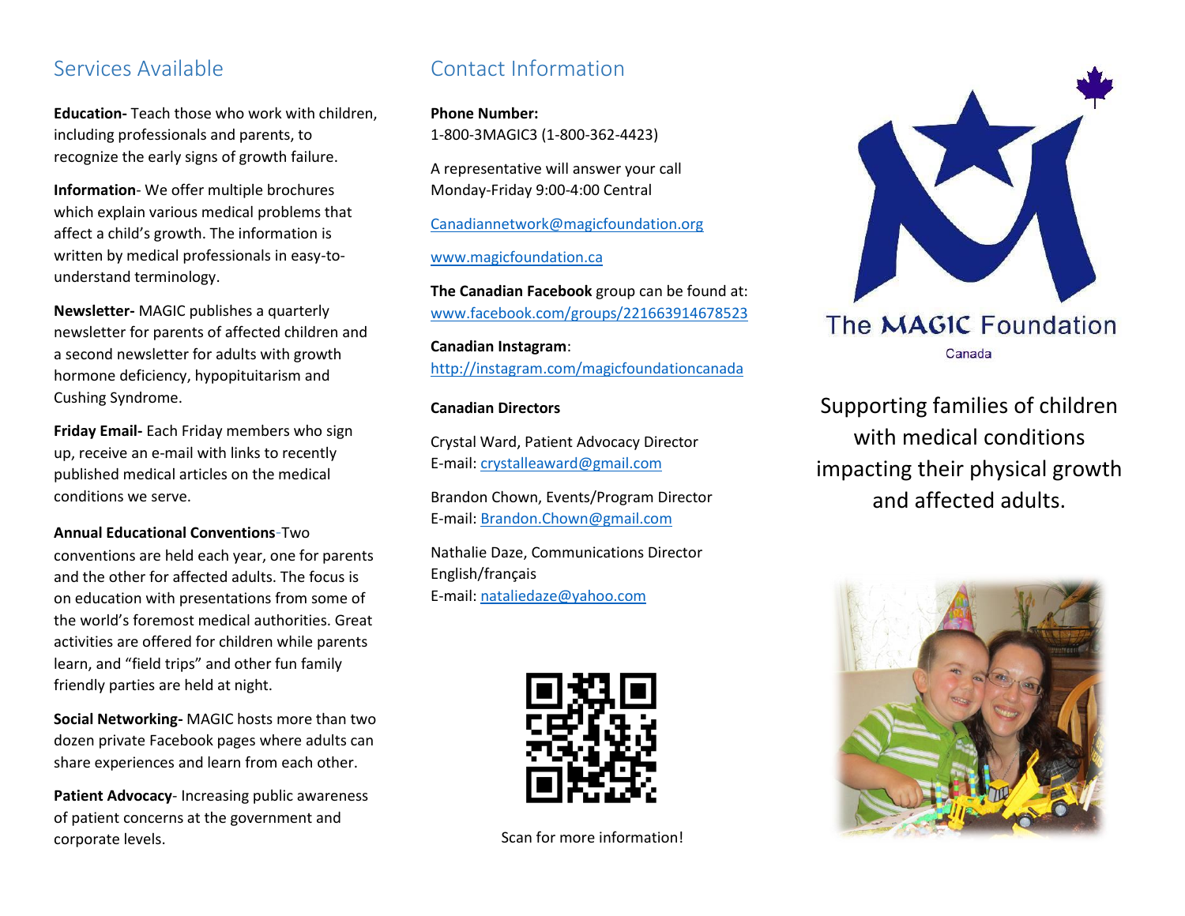## Services Available

**Education-** Teach those who work with children, including professionals and parents, to recognize the early signs of growth failure.

**Information**- We offer multiple brochures which explain various medical problems that affect a child's growth. The information is written by medical professionals in easy-to-understand terminology.

**Newsletter-** MAGIC publishes a quarterly newsletter for parents of affected children and a second newsletter for adults with growth hormone deficiency, hypopituitarism and Cushing Syndrome.

**Friday Email-** Each Friday members who sign up, receive an e-mail with links to recently published medical articles on the medical conditions we serve.

**Annual Educational Conventions**-Two conventions are held each year, one for parents and the other for affected adults. The focus is on education with presentations from some of the world's foremost medical authorities. Great activities are offered for children while parents learn, and "field trips" and other fun family friendly parties are held at night.

**Social Networking-** MAGIC hosts more than two dozen private Facebook pages where adults can share experiences and learn from each other.

**Patient Advocacy**- Increasing public awareness of patient concerns at the government and corporate levels.

## Contact Information

**Phone Number:**
1-800-3MAGIC3 (1-800-362-4423)

A representative will answer your call Monday-Friday 9:00-4:00 Central

Canadiannetwork@magicfoundation.org

www.magicfoundation.ca

**The Canadian Facebook** group can be found at: www.facebook.com/groups/221663914678523

**Canadian Instagram**:
http://instagram.com/magicfoundationcanada

**Canadian Directors**

Crystal Ward, Patient Advocacy Director
E-mail: crystalleaward@gmail.com

Brandon Chown, Events/Program Director
E-mail: Brandon.Chown@gmail.com

Nathalie Daze, Communications Director
English/français
E-mail: nataliedaze@yahoo.com

Scan for more information!

# The MAGIC Foundation

Canada

Supporting families of children with medical conditions impacting their physical growth and affected adults.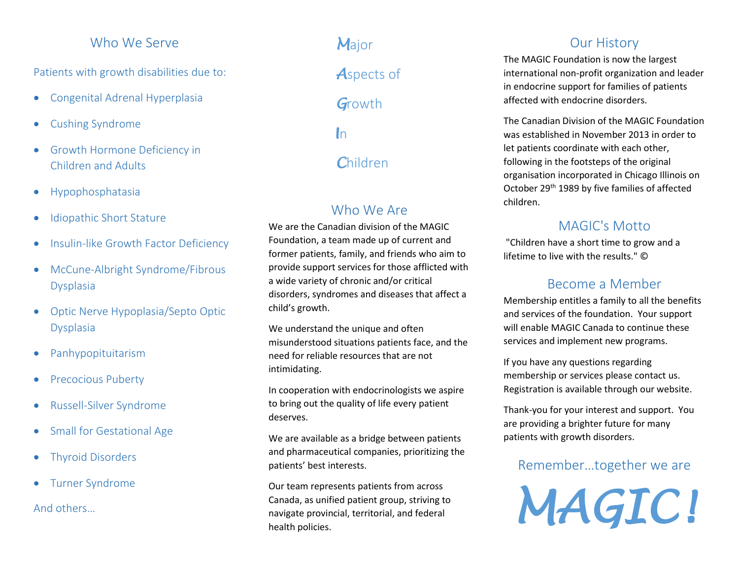## Who We Serve

Patients with growth disabilities due to:

- Congenital Adrenal Hyperplasia
- Cushing Syndrome
- Growth Hormone Deficiency in Children and Adults
- Hypophosphatasia
- Idiopathic Short Stature
- Insulin-like Growth Factor Deficiency
- McCune-Albright Syndrome/Fibrous Dysplasia
- Optic Nerve Hypoplasia/Septo Optic Dysplasia
- Panhypopituitarism
- Precocious Puberty
- Russell-Silver Syndrome
- Small for Gestational Age
- Thyroid Disorders
- Turner Syndrome

And others…

***M**ajor*

***A**spects of*

***G**rowth*

***I**n*

***C**hildren*

## Who We Are

We are the Canadian division of the MAGIC Foundation, a team made up of current and former patients, family, and friends who aim to provide support services for those afflicted with a wide variety of chronic and/or critical disorders, syndromes and diseases that affect a child's growth.

We understand the unique and often misunderstood situations patients face, and the need for reliable resources that are not intimidating.

In cooperation with endocrinologists we aspire to bring out the quality of life every patient deserves.

We are available as a bridge between patients and pharmaceutical companies, prioritizing the patients' best interests.

Our team represents patients from across Canada, as unified patient group, striving to navigate provincial, territorial, and federal health policies.

## Our History

The MAGIC Foundation is now the largest international non-profit organization and leader in endocrine support for families of patients affected with endocrine disorders.

The Canadian Division of the MAGIC Foundation was established in November 2013 in order to let patients coordinate with each other, following in the footsteps of the original organisation incorporated in Chicago Illinois on October 29th 1989 by five families of affected children.

## MAGIC's Motto

"Children have a short time to grow and a lifetime to live with the results." ©

## Become a Member

Membership entitles a family to all the benefits and services of the foundation. Your support will enable MAGIC Canada to continue these services and implement new programs.

If you have any questions regarding membership or services please contact us. Registration is available through our website.

Thank-you for your interest and support. You are providing a brighter future for many patients with growth disorders.

Remember…together we are

# *MAGIC!*